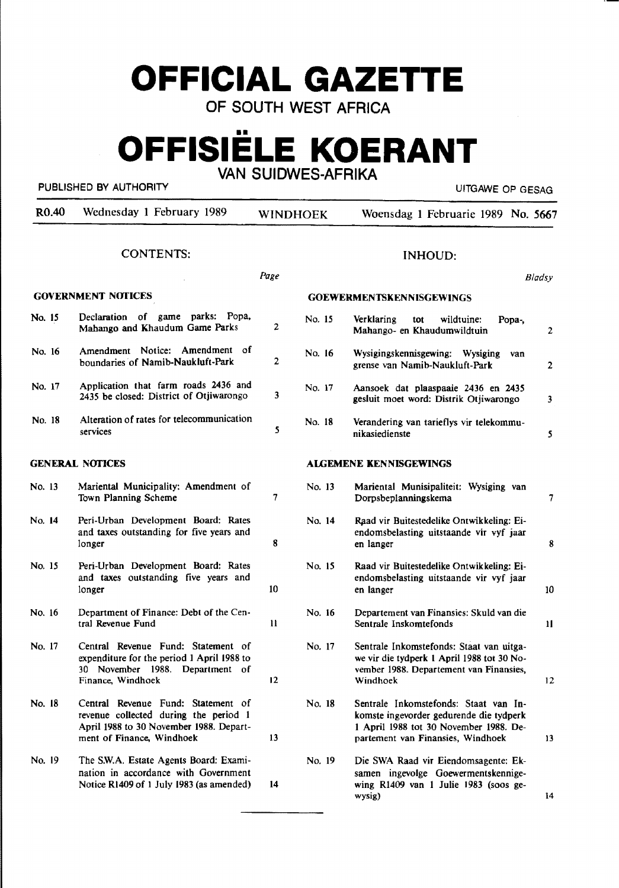# OFFICIAL GAZETTE

## OF SOUTH WEST AFRICA

# OFFISIËLE KOERANT

## VAN SUIDWES-AFRIKA

PUBLISHED BY AUTHORITY — UITGAWE OP GESAG

| R0.40 | Wednesday 1 February 1989 | WINDHOEK | Woensdag 1 Februarie 1989 | No. 5667 |
|---|---|---|---|---|

## CONTENTS:

| | | Page |
|---|---|---|
| **GOVERNMENT NOTICES** | | |
| No. 15 | Declaration of game parks: Popa, Mahango and Khaudum Game Parks | 2 |
| No. 16 | Amendment Notice: Amendment of boundaries of Namib-Naukluft-Park | 2 |
| No. 17 | Application that farm roads 2436 and 2435 be closed: District of Otjiwarongo | 3 |
| No. 18 | Alteration of rates for telecommunication services | 5 |
| **GENERAL NOTICES** | | |
| No. 13 | Mariental Municipality: Amendment of Town Planning Scheme | 7 |
| No. 14 | Peri-Urban Development Board: Rates and taxes outstanding for five years and longer | 8 |
| No. 15 | Peri-Urban Development Board: Rates and taxes outstanding five years and longer | 10 |
| No. 16 | Department of Finance: Debt of the Central Revenue Fund | 11 |
| No. 17 | Central Revenue Fund: Statement of expenditure for the period 1 April 1988 to 30 November 1988. Department of Finance, Windhoek | 12 |
| No. 18 | Central Revenue Fund: Statement of revenue collected during the period 1 April 1988 to 30 November 1988. Department of Finance, Windhoek | 13 |
| No. 19 | The S.W.A. Estate Agents Board: Examination in accordance with Government Notice R1409 of 1 July 1983 (as amended) | 14 |

## INHOUD:

| | | Bladsy |
|---|---|---|
| **GOEWERMENTSKENNISGEWINGS** | | |
| No. 15 | Verklaring tot wildtuine: Popa-, Mahango- en Khaudumwildtuin | 2 |
| No. 16 | Wysigingskennisgewing: Wysiging van grense van Namib-Naukluft-Park | 2 |
| No. 17 | Aansoek dat plaaspaaie 2436 en 2435 gesluit moet word: Distrik Otjiwarongo | 3 |
| No. 18 | Verandering van tarieflys vir telekommunikasiedienste | 5 |
| **ALGEMENE KENNISGEWINGS** | | |
| No. 13 | Mariental Munisipaliteit: Wysiging van Dorpsbeplanningskema | 7 |
| No. 14 | Raad vir Buitestedelike Ontwikkeling: Eiendomsbelasting uitstaande vir vyf jaar en langer | 8 |
| No. 15 | Raad vir Buitestedelike Ontwikkeling: Eiendomsbelasting uitstaande vir vyf jaar en langer | 10 |
| No. 16 | Departement van Finansies: Skuld van die Sentrale Inskomtefonds | 11 |
| No. 17 | Sentrale Inkomstefonds: Staat van uitgawe vir die tydperk 1 April 1988 tot 30 November 1988. Departement van Finansies, Windhoek | 12 |
| No. 18 | Sentrale Inkomstefonds: Staat van Inkomste ingevorder gedurende die tydperk 1 April 1988 tot 30 November 1988. Departement van Finansies, Windhoek | 13 |
| No. 19 | Die SWA Raad vir Eiendomsagente: Eksamen ingevolge Goewermentskennisgewing R1409 van 1 Julie 1983 (soos gewysig) | 14 |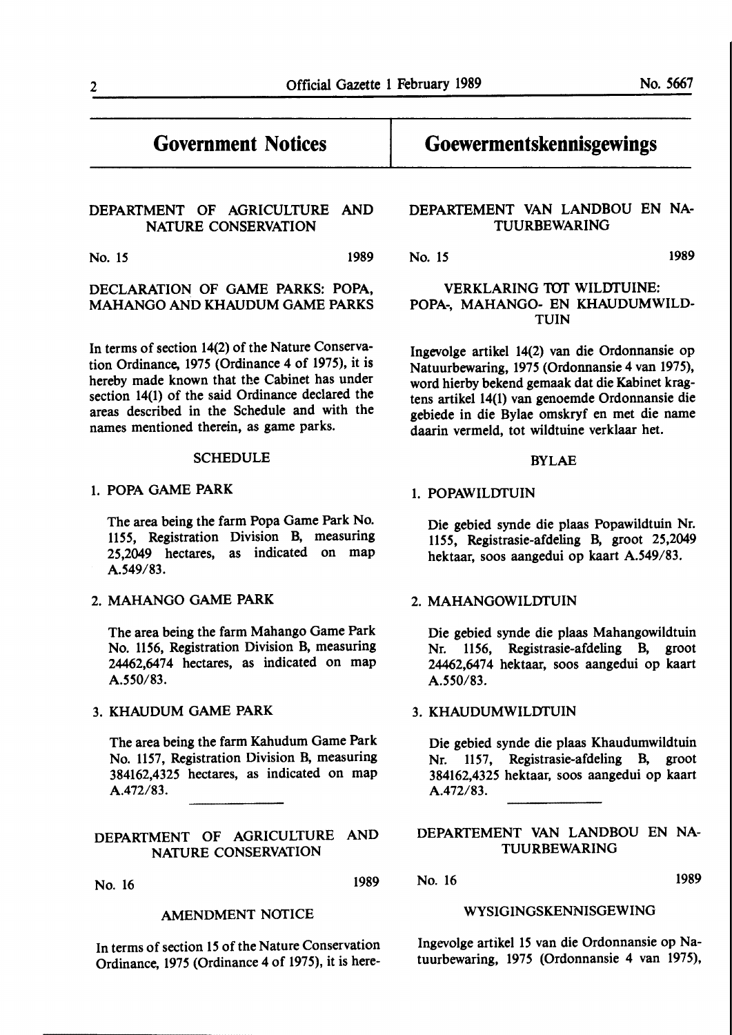# Government Notices

## DEPARTMENT OF AGRICULTURE AND NATURE CONSERVATION

No. 15 1989

### DECLARATION OF GAME PARKS: POPA, MAHANGO AND KHAUDUM GAME PARKS

In terms of section 14(2) of the Nature Conservation Ordinance, 1975 (Ordinance 4 of 1975), it is hereby made known that the Cabinet has under section 14(1) of the said Ordinance declared the areas described in the Schedule and with the names mentioned therein, as game parks.

SCHEDULE

1. POPA GAME PARK

   The area being the farm Popa Game Park No. 1155, Registration Division B, measuring 25,2049 hectares, as indicated on map A.549/83.

2. MAHANGO GAME PARK

   The area being the farm Mahango Game Park No. 1156, Registration Division B, measuring 24462,6474 hectares, as indicated on map A.550/83.

3. KHAUDUM GAME PARK

   The area being the farm Kahudum Game Park No. 1157, Registration Division B, measuring 384162,4325 hectares, as indicated on map A.472/83.

---

## DEPARTMENT OF AGRICULTURE AND NATURE CONSERVATION

No. 16 1989

### AMENDMENT NOTICE

In terms of section 15 of the Nature Conservation Ordinance, 1975 (Ordinance 4 of 1975), it is here-

# Goewermentskennisgewings

## DEPARTEMENT VAN LANDBOU EN NATUURBEWARING

No. 15 1989

### VERKLARING TOT WILDTUINE: POPA-, MAHANGO- EN KHAUDUMWILDTUIN

Ingevolge artikel 14(2) van die Ordonnansie op Natuurbewaring, 1975 (Ordonnansie 4 van 1975), word hierby bekend gemaak dat die Kabinet kragtens artikel 14(1) van genoemde Ordonnansie die gebiede in die Bylae omskryf en met die name daarin vermeld, tot wildtuine verklaar het.

BYLAE

1. POPAWILDTUIN

   Die gebied synde die plaas Popawildtuin Nr. 1155, Registrasie-afdeling B, groot 25,2049 hektaar, soos aangedui op kaart A.549/83.

2. MAHANGOWILDTUIN

   Die gebied synde die plaas Mahangowildtuin Nr. 1156, Registrasie-afdeling B, groot 24462,6474 hektaar, soos aangedui op kaart A.550/83.

3. KHAUDUMWILDTUIN

   Die gebied synde die plaas Khaudumwildtuin Nr. 1157, Registrasie-afdeling B, groot 384162,4325 hektaar, soos aangedui op kaart A.472/83.

---

## DEPARTEMENT VAN LANDBOU EN NATUURBEWARING

No. 16 1989

### WYSIGINGSKENNISGEWING

Ingevolge artikel 15 van die Ordonnansie op Natuurbewaring, 1975 (Ordonnansie 4 van 1975),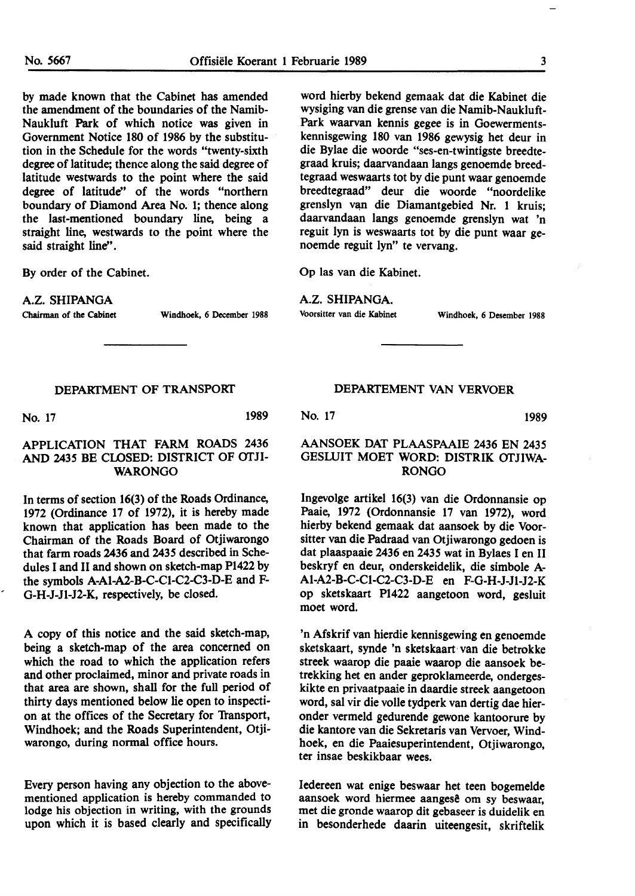by made known that the Cabinet has amended the amendment of the boundaries of the Namib-Naukluft Park of which notice was given in Government Notice 180 of 1986 by the substitution in the Schedule for the words "twenty-sixth degree of latitude; thence along the said degree of latitude westwards to the point where the said degree of latitude" of the words "northern boundary of Diamond Area No. 1; thence along the last-mentioned boundary line, being a straight line, westwards to the point where the said straight line".

By order of the Cabinet.

A.Z. SHIPANGA
Chairman of the Cabinet — Windhoek, 6 December 1988

word hierby bekend gemaak dat die Kabinet die wysiging van die grense van die Namib-Naukluft-Park waarvan kennis gegee is in Goewermentskennisgewing 180 van 1986 gewysig het deur in die Bylae die woorde "ses-en-twintigste breedtegraad kruis; daarvandaan langs genoemde breedtegraad weswaarts tot by die punt waar genoemde breedtegraad" deur die woorde "noordelike grenslyn van die Diamantgebied Nr. 1 kruis; daarvandaan langs genoemde grenslyn wat 'n reguit lyn is weswaarts tot by die punt waar genoemde reguit lyn" te vervang.

Op las van die Kabinet.

A.Z. SHIPANGA.
Voorsitter van die Kabinet — Windhoek, 6 Desember 1988

---

## DEPARTMENT OF TRANSPORT

No. 17 — 1989

### APPLICATION THAT FARM ROADS 2436 AND 2435 BE CLOSED: DISTRICT OF OTJIWARONGO

In terms of section 16(3) of the Roads Ordinance, 1972 (Ordinance 17 of 1972), it is hereby made known that application has been made to the Chairman of the Roads Board of Otjiwarongo that farm roads 2436 and 2435 described in Schedules I and II and shown on sketch-map P1422 by the symbols A-A1-A2-B-C-C1-C2-C3-D-E and F-G-H-J-J1-J2-K, respectively, be closed.

A copy of this notice and the said sketch-map, being a sketch-map of the area concerned on which the road to which the application refers and other proclaimed, minor and private roads in that area are shown, shall for the full period of thirty days mentioned below lie open to inspection at the offices of the Secretary for Transport, Windhoek; and the Roads Superintendent, Otjiwarongo, during normal office hours.

Every person having any objection to the above-mentioned application is hereby commanded to lodge his objection in writing, with the grounds upon which it is based clearly and specifically

## DEPARTEMENT VAN VERVOER

No. 17 — 1989

### AANSOEK DAT PLAASPAAIE 2436 EN 2435 GESLUIT MOET WORD: DISTRIK OTJIWARONGO

Ingevolge artikel 16(3) van die Ordonnansie op Paaie, 1972 (Ordonnansie 17 van 1972), word hierby bekend gemaak dat aansoek by die Voorsitter van die Padraad van Otjiwarongo gedoen is dat plaaspaaie 2436 en 2435 wat in Bylaes I en II beskryf en deur, onderskeidelik, die simbole A-A1-A2-B-C-C1-C2-C3-D-E en F-G-H-J-J1-J2-K op sketskaart P1422 aangetoon word, gesluit moet word.

'n Afskrif van hierdie kennisgewing en genoemde sketskaart, synde 'n sketskaart van die betrokke streek waarop die paaie waarop die aansoek betrekking het en ander geproklameerde, ondergeskikte en privaatpaaie in daardie streek aangetoon word, sal vir die volle tydperk van dertig dae hieronder vermeld gedurende gewone kantoorure by die kantore van die Sekretaris van Vervoer, Windhoek, en die Paaiesuperintendent, Otjiwarongo, ter insae beskikbaar wees.

Iedereen wat enige beswaar het teen bogemelde aansoek word hiermee aangesê om sy beswaar, met die gronde waarop dit gebaseer is duidelik en in besonderhede daarin uiteengesit, skriftelik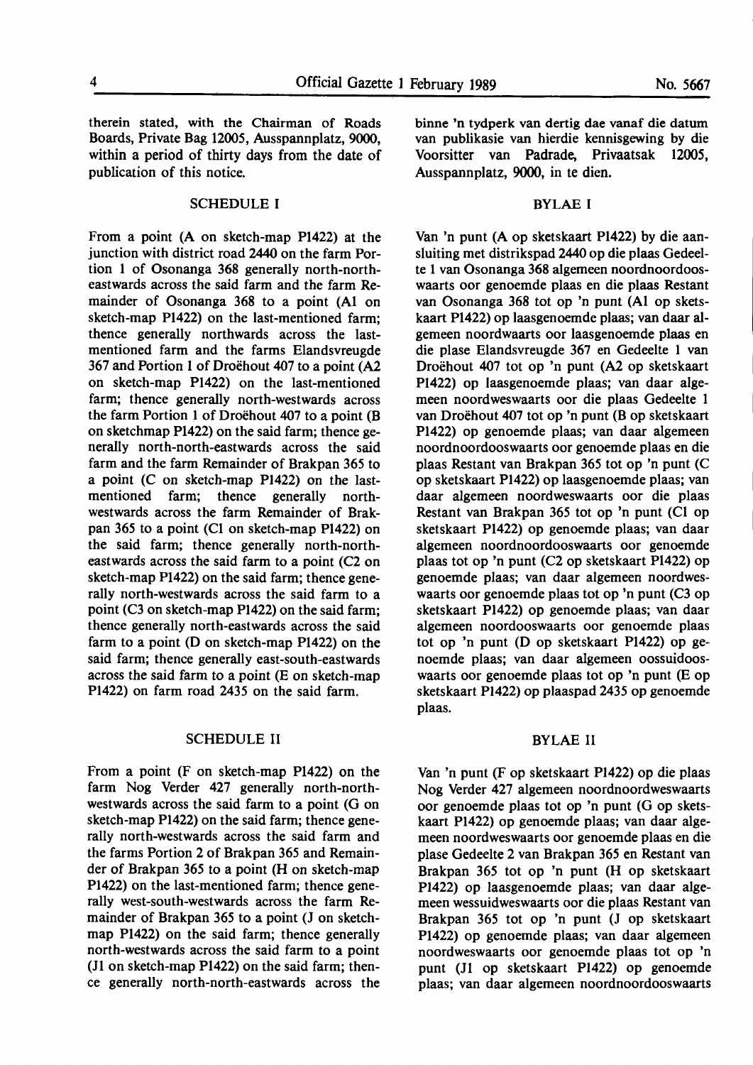therein stated, with the Chairman of Roads Boards, Private Bag 12005, Ausspannplatz, 9000, within a period of thirty days from the date of publication of this notice.

## SCHEDULE I

From a point (A on sketch-map P1422) at the junction with district road 2440 on the farm Portion 1 of Osonanga 368 generally north-north-eastwards across the said farm and the farm Remainder of Osonanga 368 to a point (A1 on sketch-map P1422) on the last-mentioned farm; thence generally northwards across the last-mentioned farm and the farms Elandsvreugde 367 and Portion 1 of Droëhout 407 to a point (A2 on sketch-map P1422) on the last-mentioned farm; thence generally north-westwards across the farm Portion 1 of Droëhout 407 to a point (B on sketchmap P1422) on the said farm; thence generally north-north-eastwards across the said farm and the farm Remainder of Brakpan 365 to a point (C on sketch-map P1422) on the last-mentioned farm; thence generally north-westwards across the farm Remainder of Brakpan 365 to a point (C1 on sketch-map P1422) on the said farm; thence generally north-north-eastwards across the said farm to a point (C2 on sketch-map P1422) on the said farm; thence generally north-westwards across the said farm to a point (C3 on sketch-map P1422) on the said farm; thence generally north-eastwards across the said farm to a point (D on sketch-map P1422) on the said farm; thence generally east-south-eastwards across the said farm to a point (E on sketch-map P1422) on farm road 2435 on the said farm.

## SCHEDULE II

From a point (F on sketch-map P1422) on the farm Nog Verder 427 generally north-north-westwards across the said farm to a point (G on sketch-map P1422) on the said farm; thence generally north-westwards across the said farm and the farms Portion 2 of Brakpan 365 and Remainder of Brakpan 365 to a point (H on sketch-map P1422) on the last-mentioned farm; thence generally west-south-westwards across the farm Remainder of Brakpan 365 to a point (J on sketch-map P1422) on the said farm; thence generally north-westwards across the said farm to a point (J1 on sketch-map P1422) on the said farm; thence generally north-north-eastwards across the

binne 'n tydperk van dertig dae vanaf die datum van publikasie van hierdie kennisgewing by die Voorsitter van Padrade, Privaatsak 12005, Ausspannplatz, 9000, in te dien.

## BYLAE I

Van 'n punt (A op sketskaart P1422) by die aansluiting met distrikspad 2440 op die plaas Gedeelte 1 van Osonanga 368 algemeen noordnoordooswaarts oor genoemde plaas en die plaas Restant van Osonanga 368 tot op 'n punt (A1 op sketskaart P1422) op laasgenoemde plaas; van daar algemeen noordwaarts oor laasgenoemde plaas en die plase Elandsvreugde 367 en Gedeelte 1 van Droëhout 407 tot op 'n punt (A2 op sketskaart P1422) op laasgenoemde plaas; van daar algemeen noordweswaarts oor die plaas Gedeelte 1 van Droëhout 407 tot op 'n punt (B op sketskaart P1422) op genoemde plaas; van daar algemeen noordnoordooswaarts oor genoemde plaas en die plaas Restant van Brakpan 365 tot op 'n punt (C op sketskaart P1422) op laasgenoemde plaas; van daar algemeen noordweswaarts oor die plaas Restant van Brakpan 365 tot op 'n punt (C1 op sketskaart P1422) op genoemde plaas; van daar algemeen noordnoordooswaarts oor genoemde plaas tot op 'n punt (C2 op sketskaart P1422) op genoemde plaas; van daar algemeen noordweswaarts oor genoemde plaas tot op 'n punt (C3 op sketskaart P1422) op genoemde plaas; van daar algemeen noordooswaarts oor genoemde plaas tot op 'n punt (D op sketskaart P1422) op genoemde plaas; van daar algemeen oossuidooswaarts oor genoemde plaas tot op 'n punt (E op sketskaart P1422) op plaaspad 2435 op genoemde plaas.

## BYLAE II

Van 'n punt (F op sketskaart P1422) op die plaas Nog Verder 427 algemeen noordnoordweswaarts oor genoemde plaas tot op 'n punt (G op sketskaart P1422) op genoemde plaas; van daar algemeen noordweswaarts oor genoemde plaas en die plase Gedeelte 2 van Brakpan 365 en Restant van Brakpan 365 tot op 'n punt (H op sketskaart P1422) op laasgenoemde plaas; van daar algemeen wessuidweswaarts oor die plaas Restant van Brakpan 365 tot op 'n punt (J op sketskaart P1422) op genoemde plaas; van daar algemeen noordweswaarts oor genoemde plaas tot op 'n punt (J1 op sketskaart P1422) op genoemde plaas; van daar algemeen noordnoordooswaarts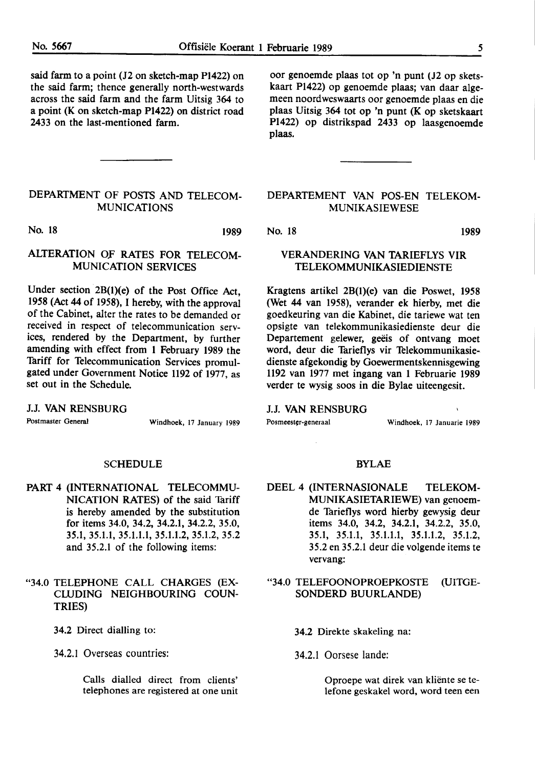said farm to a point (J2 on sketch-map P1422) on the said farm; thence generally north-westwards across the said farm and the farm Uitsig 364 to a point (K on sketch-map P1422) on district road 2433 on the last-mentioned farm.

oor genoemde plaas tot op 'n punt (J2 op sketskaart P1422) op genoemde plaas; van daar algemeen noordweswaarts oor genoemde plaas en die plaas Uitsig 364 tot op 'n punt (K op sketskaart P1422) op distrikspad 2433 op laasgenoemde plaas.

---

## DEPARTMENT OF POSTS AND TELECOMMUNICATIONS

No. 18 1989

### ALTERATION OF RATES FOR TELECOMMUNICATION SERVICES

Under section 2B(1)(e) of the Post Office Act, 1958 (Act 44 of 1958), I hereby, with the approval of the Cabinet, alter the rates to be demanded or received in respect of telecommunication services, rendered by the Department, by further amending with effect from 1 February 1989 the Tariff for Telecommunication Services promulgated under Government Notice 1192 of 1977, as set out in the Schedule.

J.J. VAN RENSBURG
Postmaster General — Windhoek, 17 January 1989

### SCHEDULE

PART 4 (INTERNATIONAL TELECOMMUNICATION RATES) of the said Tariff is hereby amended by the substitution for items 34.0, 34.2, 34.2.1, 34.2.2, 35.0, 35.1, 35.1.1, 35.1.1.1, 35.1.1.2, 35.1.2, 35.2 and 35.2.1 of the following items:

"34.0 TELEPHONE CALL CHARGES (EXCLUDING NEIGHBOURING COUNTRIES)

34.2 Direct dialling to:

34.2.1 Overseas countries:

Calls dialled direct from clients' telephones are registered at one unit

## DEPARTEMENT VAN POS-EN TELEKOMMUNIKASIEWESE

No. 18 1989

### VERANDERING VAN TARIEFLYS VIR TELEKOMMUNIKASIEDIENSTE

Kragtens artikel 2B(1)(e) van die Poswet, 1958 (Wet 44 van 1958), verander ek hierby, met die goedkeuring van die Kabinet, die tariewe wat ten opsigte van telekommunikasiedienste deur die Departement gelewer, geëis of ontvang moet word, deur die Tarieflys vir Telekommunikasiedienste afgekondig by Goewermentskennisgewing 1192 van 1977 met ingang van 1 Februarie 1989 verder te wysig soos in die Bylae uiteengesit.

J.J. VAN RENSBURG
Posmeester-generaal — Windhoek, 17 Januarie 1989

### BYLAE

DEEL 4 (INTERNASIONALE TELEKOMMUNIKASIETARIEWE) van genoemde Tarieflys word hierby gewysig deur items 34.0, 34.2, 34.2.1, 34.2.2, 35.0, 35.1, 35.1.1, 35.1.1.1, 35.1.1.2, 35.1.2, 35.2 en 35.2.1 deur die volgende items te vervang:

"34.0 TELEFOONOPROEPKOSTE (UITGESONDERD BUURLANDE)

34.2 Direkte skakeling na:

34.2.1 Oorsese lande:

Oproepe wat direk van kliënte se telefone geskakel word, word teen een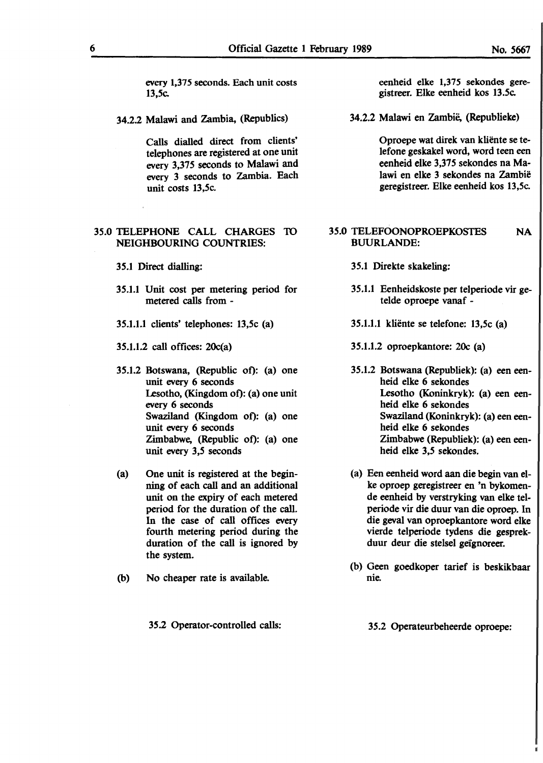every 1,375 seconds. Each unit costs 13,5c.

34.2.2 Malawi and Zambia, (Republics)

Calls dialled direct from clients' telephones are registered at one unit every 3,375 seconds to Malawi and every 3 seconds to Zambia. Each unit costs 13,5c.

35.0 TELEPHONE CALL CHARGES TO NEIGHBOURING COUNTRIES:

35.1 Direct dialling:

35.1.1 Unit cost per metering period for metered calls from -

35.1.1.1 clients' telephones: 13,5c (a)

35.1.1.2 call offices: 20c(a)

35.1.2 Botswana, (Republic of): (a) one unit every 6 seconds
Lesotho, (Kingdom of): (a) one unit every 6 seconds
Swaziland (Kingdom of): (a) one unit every 6 seconds
Zimbabwe, (Republic of): (a) one unit every 3,5 seconds

(a) One unit is registered at the beginning of each call and an additional unit on the expiry of each metered period for the duration of the call. In the case of call offices every fourth metering period during the duration of the call is ignored by the system.

(b) No cheaper rate is available.

35.2 Operator-controlled calls:

eenheid elke 1,375 sekondes geregistreer. Elke eenheid kos 13.5c.

34.2.2 Malawi en Zambië, (Republieke)

Oproepe wat direk van kliënte se telefone geskakel word, word teen een eenheid elke 3,375 sekondes na Malawi en elke 3 sekondes na Zambië geregistreer. Elke eenheid kos 13,5c.

35.0 TELEFOONOPROEPKOSTES NA BUURLANDE:

35.1 Direkte skakeling:

35.1.1 Eenheidskoste per telperiode vir getelde oproepe vanaf -

35.1.1.1 kliënte se telefone: 13,5c (a)

35.1.1.2 oproepkantore: 20c (a)

35.1.2 Botswana (Republiek): (a) een eenheid elke 6 sekondes
Lesotho (Koninkryk): (a) een eenheid elke 6 sekondes
Swaziland (Koninkryk): (a) een eenheid elke 6 sekondes
Zimbabwe (Republiek): (a) een eenheid elke 3,5 sekondes.

(a) Een eenheid word aan die begin van elke oproep geregistreer en 'n bykomende eenheid by verstryking van elke telperiode vir die duur van die oproep. In die geval van oproepkantore word elke vierde telperiode tydens die gesprekduur deur die stelsel geïgnoreer.

(b) Geen goedkoper tarief is beskikbaar nie.

35.2 Operateurbeheerde oproepe: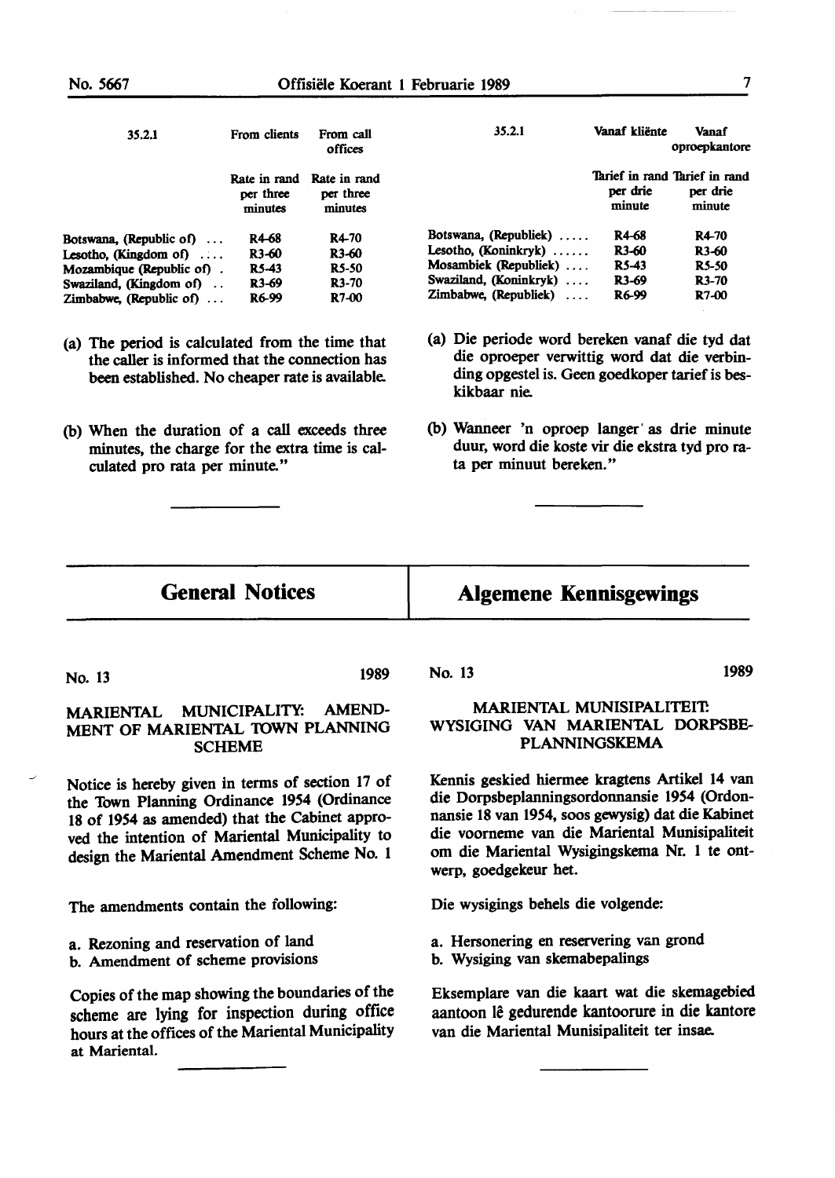| 35.2.1 | From clients | From call offices |
|---|---|---|
| | Rate in rand per three minutes | Rate in rand per three minutes |
| Botswana, (Republic of) ... | R4-68 | R4-70 |
| Lesotho, (Kingdom of) .... | R3-60 | R3-60 |
| Mozambique (Republic of) . | R5-43 | R5-50 |
| Swaziland, (Kingdom of) .. | R3-69 | R3-70 |
| Zimbabwe, (Republic of) ... | R6-99 | R7-00 |

(a) The period is calculated from the time that the caller is informed that the connection has been established. No cheaper rate is available.

(b) When the duration of a call exceeds three minutes, the charge for the extra time is calculated pro rata per minute."

| 35.2.1 | Vanaf kliënte | Vanaf oproepkantore |
|---|---|---|
| | Tarief in rand per drie minute | Tarief in rand per drie minute |
| Botswana, (Republiek) ..... | R4-68 | R4-70 |
| Lesotho, (Koninkryk) ...... | R3-60 | R3-60 |
| Mosambiek (Republiek) .... | R5-43 | R5-50 |
| Swaziland, (Koninkryk) .... | R3-69 | R3-70 |
| Zimbabwe, (Republiek) .... | R6-99 | R7-00 |

(a) Die periode word bereken vanaf die tyd dat die oproeper verwittig word dat die verbinding opgestel is. Geen goedkoper tarief is beskikbaar nie.

(b) Wanneer 'n oproep langer as drie minute duur, word die koste vir die ekstra tyd pro rata per minuut bereken."

# General Notices

No. 13 1989

## MARIENTAL MUNICIPALITY: AMENDMENT OF MARIENTAL TOWN PLANNING SCHEME

Notice is hereby given in terms of section 17 of the Town Planning Ordinance 1954 (Ordinance 18 of 1954 as amended) that the Cabinet approved the intention of Mariental Municipality to design the Mariental Amendment Scheme No. 1

The amendments contain the following:

a. Rezoning and reservation of land
b. Amendment of scheme provisions

Copies of the map showing the boundaries of the scheme are lying for inspection during office hours at the offices of the Mariental Municipality at Mariental.

# Algemene Kennisgewings

No. 13 1989

## MARIENTAL MUNISIPALITEIT: WYSIGING VAN MARIENTAL DORPSBEPLANNINGSKEMA

Kennis geskied hiermee kragtens Artikel 14 van die Dorpsbeplanningsordonnansie 1954 (Ordonnansie 18 van 1954, soos gewysig) dat die Kabinet die voorneme van die Mariental Munisipaliteit om die Mariental Wysigingskema Nr. 1 te ontwerp, goedgekeur het.

Die wysigings behels die volgende:

a. Hersonering en reservering van grond
b. Wysiging van skemabepalings

Eksemplare van die kaart wat die skemagebied aantoon lê gedurende kantoorure in die kantore van die Mariental Munisipaliteit ter insae.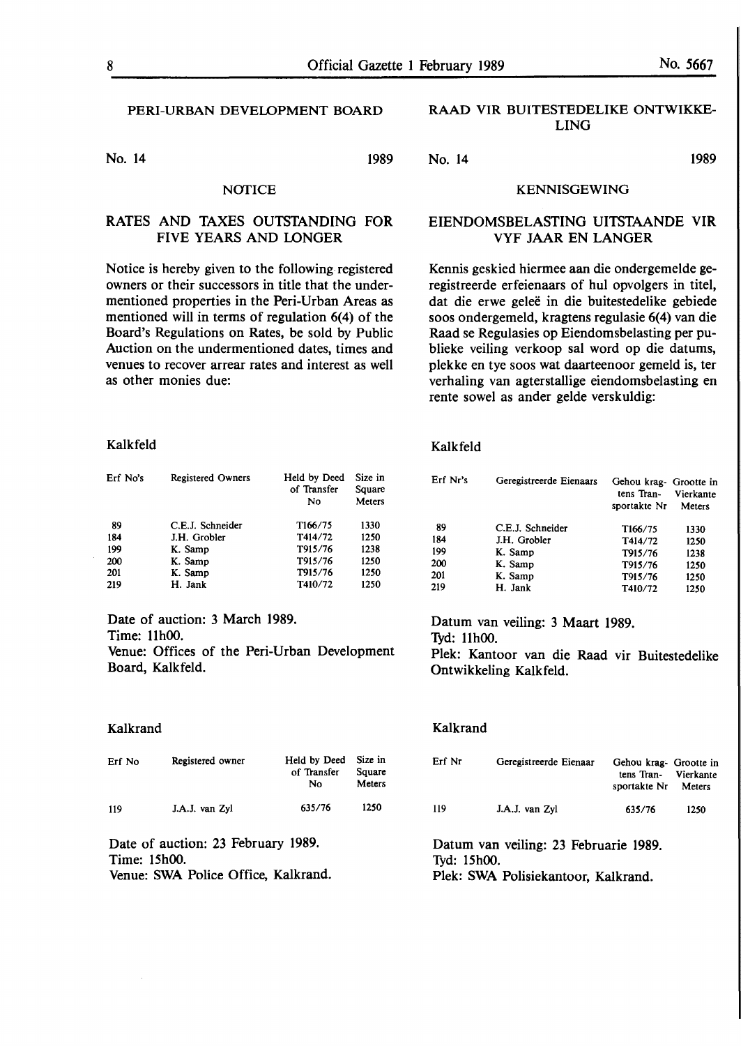## PERI-URBAN DEVELOPMENT BOARD

No. 14 1989

### NOTICE

### RATES AND TAXES OUTSTANDING FOR FIVE YEARS AND LONGER

Notice is hereby given to the following registered owners or their successors in title that the undermentioned properties in the Peri-Urban Areas as mentioned will in terms of regulation 6(4) of the Board's Regulations on Rates, be sold by Public Auction on the undermentioned dates, times and venues to recover arrear rates and interest as well as other monies due:

Kalkfeld

| Erf No's | Registered Owners | Held by Deed of Transfer No | Size in Square Meters |
|---|---|---|---|
| 89 | C.E.J. Schneider | T166/75 | 1330 |
| 184 | J.H. Grobler | T414/72 | 1250 |
| 199 | K. Samp | T915/76 | 1238 |
| 200 | K. Samp | T915/76 | 1250 |
| 201 | K. Samp | T915/76 | 1250 |
| 219 | H. Jank | T410/72 | 1250 |

Date of auction: 3 March 1989.
Time: 11h00.
Venue: Offices of the Peri-Urban Development Board, Kalkfeld.

Kalkrand

| Erf No | Registered owner | Held by Deed of Transfer No | Size in Square Meters |
|---|---|---|---|
| 119 | J.A.J. van Zyl | 635/76 | 1250 |

Date of auction: 23 February 1989.
Time: 15h00.
Venue: SWA Police Office, Kalkrand.

## RAAD VIR BUITESTEDELIKE ONTWIKKELING

No. 14 1989

### KENNISGEWING

### EIENDOMSBELASTING UITSTAANDE VIR VYF JAAR EN LANGER

Kennis geskied hiermee aan die ondergemelde geregistreerde erfeienaars of hul opvolgers in titel, dat die erwe geleë in die buitestedelike gebiede soos ondergemeld, kragtens regulasie 6(4) van die Raad se Regulasies op Eiendomsbelasting per publieke veiling verkoop sal word op die datums, plekke en tye soos wat daarteenoor gemeld is, ter verhaling van agterstallige eiendomsbelasting en rente sowel as ander gelde verskuldig:

Kalkfeld

| Erf Nr's | Geregistreerde Eienaars | Gehou kragtens Transportakte Nr | Grootte in Vierkante Meters |
|---|---|---|---|
| 89 | C.E.J. Schneider | T166/75 | 1330 |
| 184 | J.H. Grobler | T414/72 | 1250 |
| 199 | K. Samp | T915/76 | 1238 |
| 200 | K. Samp | T915/76 | 1250 |
| 201 | K. Samp | T915/76 | 1250 |
| 219 | H. Jank | T410/72 | 1250 |

Datum van veiling: 3 Maart 1989.
Tyd: 11h00.
Plek: Kantoor van die Raad vir Buitestedelike Ontwikkeling Kalkfeld.

Kalkrand

| Erf Nr | Geregistreerde Eienaar | Gehou kragtens Transportakte Nr | Grootte in Vierkante Meters |
|---|---|---|---|
| 119 | J.A.J. van Zyl | 635/76 | 1250 |

Datum van veiling: 23 Februarie 1989.
Tyd: 15h00.
Plek: SWA Polisiekantoor, Kalkrand.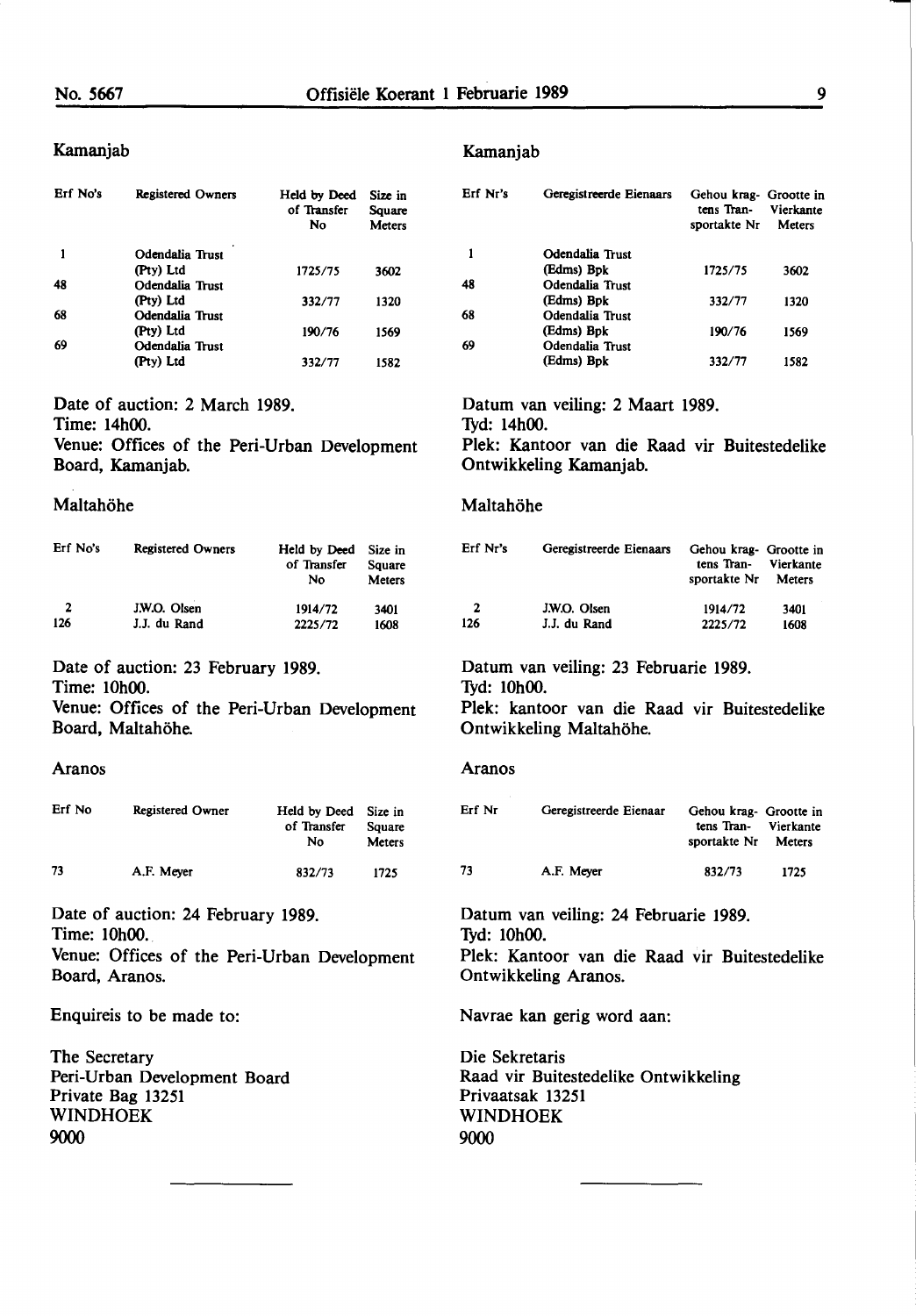## Kamanjab

| Erf No's | Registered Owners | Held by Deed of Transfer No | Size in Square Meters |
|---|---|---|---|
| 1 | Odendalia Trust (Pty) Ltd | 1725/75 | 3602 |
| 48 | Odendalia Trust (Pty) Ltd | 332/77 | 1320 |
| 68 | Odendalia Trust (Pty) Ltd | 190/76 | 1569 |
| 69 | Odendalia Trust (Pty) Ltd | 332/77 | 1582 |

Date of auction: 2 March 1989.
Time: 14h00.
Venue: Offices of the Peri-Urban Development Board, Kamanjab.

## Maltahöhe

| Erf No's | Registered Owners | Held by Deed of Transfer No | Size in Square Meters |
|---|---|---|---|
| 2 | J.W.O. Olsen | 1914/72 | 3401 |
| 126 | J.J. du Rand | 2225/72 | 1608 |

Date of auction: 23 February 1989.
Time: 10h00.
Venue: Offices of the Peri-Urban Development Board, Maltahöhe.

## Aranos

| Erf No | Registered Owner | Held by Deed of Transfer No | Size in Square Meters |
|---|---|---|---|
| 73 | A.F. Meyer | 832/73 | 1725 |

Date of auction: 24 February 1989.
Time: 10h00.
Venue: Offices of the Peri-Urban Development Board, Aranos.

Enquireis to be made to:

The Secretary
Peri-Urban Development Board
Private Bag 13251
WINDHOEK
9000

## Kamanjab

| Erf Nr's | Geregistreerde Eienaars | Gehou kragtens Transportakte Nr | Grootte in Vierkante Meters |
|---|---|---|---|
| 1 | Odendalia Trust (Edms) Bpk | 1725/75 | 3602 |
| 48 | Odendalia Trust (Edms) Bpk | 332/77 | 1320 |
| 68 | Odendalia Trust (Edms) Bpk | 190/76 | 1569 |
| 69 | Odendalia Trust (Edms) Bpk | 332/77 | 1582 |

Datum van veiling: 2 Maart 1989.
Tyd: 14h00.
Plek: Kantoor van die Raad vir Buitestedelike Ontwikkeling Kamanjab.

## Maltahöhe

| Erf Nr's | Geregistreerde Eienaars | Gehou kragtens Transportakte Nr | Grootte in Vierkante Meters |
|---|---|---|---|
| 2 | J.W.O. Olsen | 1914/72 | 3401 |
| 126 | J.J. du Rand | 2225/72 | 1608 |

Datum van veiling: 23 Februarie 1989.
Tyd: 10h00.
Plek: kantoor van die Raad vir Buitestedelike Ontwikkeling Maltahöhe.

## Aranos

| Erf Nr | Geregistreerde Eienaar | Gehou kragtens Transportakte Nr | Grootte in Vierkante Meters |
|---|---|---|---|
| 73 | A.F. Meyer | 832/73 | 1725 |

Datum van veiling: 24 Februarie 1989.
Tyd: 10h00.
Plek: Kantoor van die Raad vir Buitestedelike Ontwikkeling Aranos.

Navrae kan gerig word aan:

Die Sekretaris
Raad vir Buitestedelike Ontwikkeling
Privaatsak 13251
WINDHOEK
9000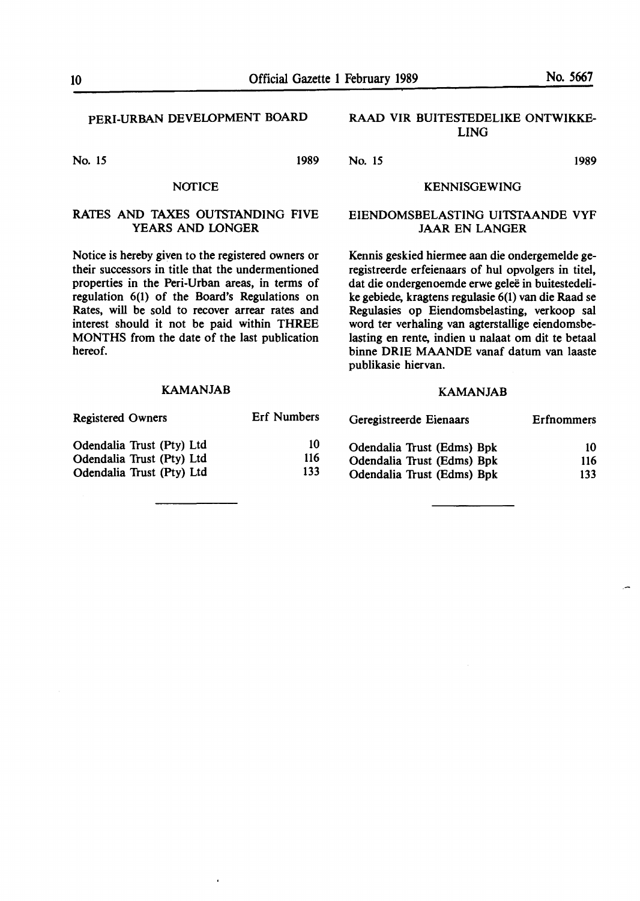## PERI-URBAN DEVELOPMENT BOARD

No. 15 1989

### NOTICE

### RATES AND TAXES OUTSTANDING FIVE YEARS AND LONGER

Notice is hereby given to the registered owners or their successors in title that the undermentioned properties in the Peri-Urban areas, in terms of regulation 6(1) of the Board's Regulations on Rates, will be sold to recover arrear rates and interest should it not be paid within THREE MONTHS from the date of the last publication hereof.

### KAMANJAB

| Registered Owners | Erf Numbers |
|---|---|
| Odendalia Trust (Pty) Ltd | 10 |
| Odendalia Trust (Pty) Ltd | 116 |
| Odendalia Trust (Pty) Ltd | 133 |

---

## RAAD VIR BUITESTEDELIKE ONTWIKKELING

No. 15 1989

### KENNISGEWING

### EIENDOMSBELASTING UITSTAANDE VYF JAAR EN LANGER

Kennis geskied hiermee aan die ondergemelde geregistreerde erfeienaars of hul opvolgers in titel, dat die ondergenoemde erwe geleë in buitestedelike gebiede, kragtens regulasie 6(1) van die Raad se Regulasies op Eiendomsbelasting, verkoop sal word ter verhaling van agterstallige eiendomsbelasting en rente, indien u nalaat om dit te betaal binne DRIE MAANDE vanaf datum van laaste publikasie hiervan.

### KAMANJAB

| Geregistreerde Eienaars | Erfnommers |
|---|---|
| Odendalia Trust (Edms) Bpk | 10 |
| Odendalia Trust (Edms) Bpk | 116 |
| Odendalia Trust (Edms) Bpk | 133 |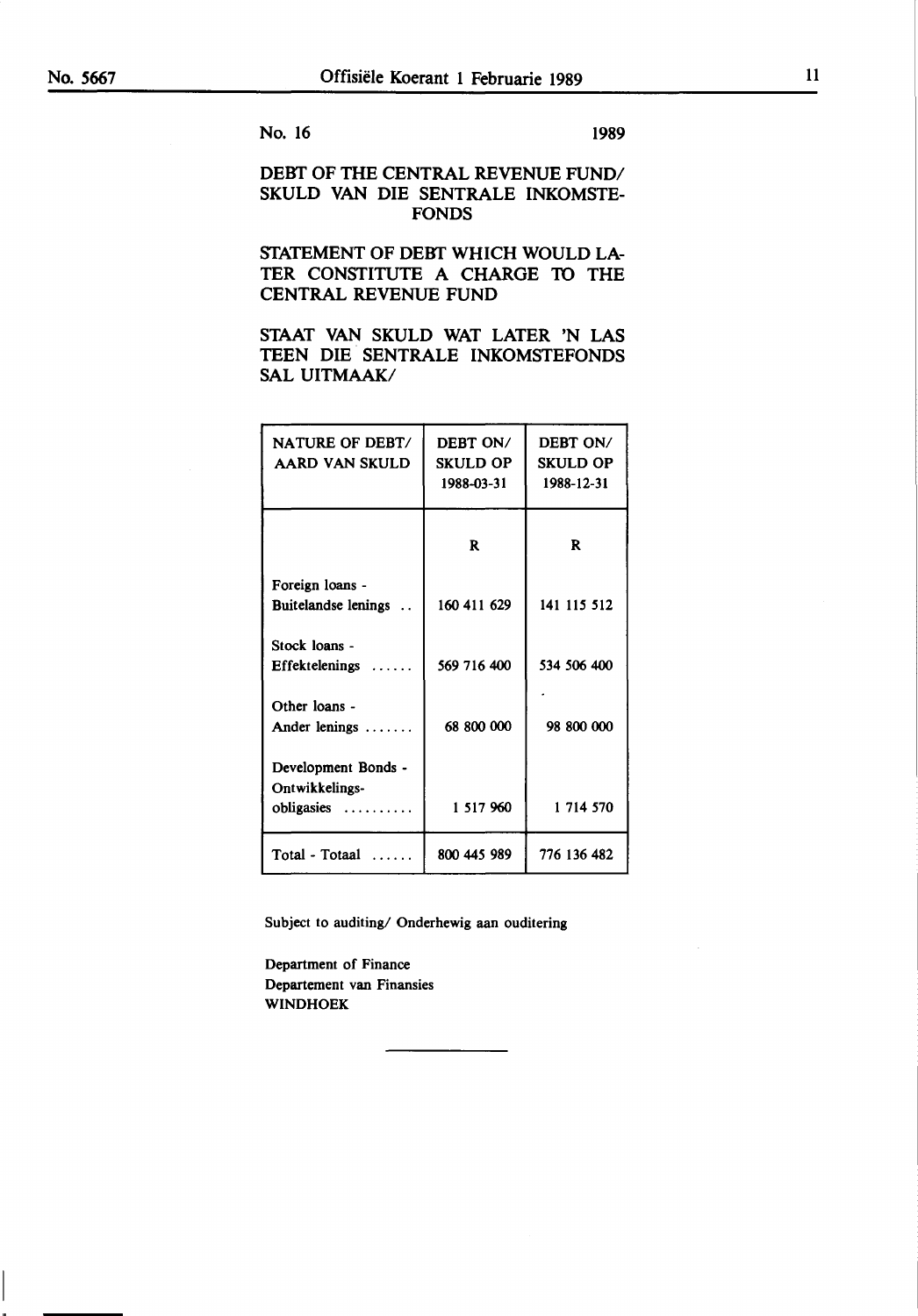No. 16 1989

## DEBT OF THE CENTRAL REVENUE FUND/ SKULD VAN DIE SENTRALE INKOMSTE-FONDS

## STATEMENT OF DEBT WHICH WOULD LATER CONSTITUTE A CHARGE TO THE CENTRAL REVENUE FUND

## STAAT VAN SKULD WAT LATER 'N LAS TEEN DIE SENTRALE INKOMSTEFONDS SAL UITMAAK/

| NATURE OF DEBT/ AARD VAN SKULD | DEBT ON/ SKULD OP 1988-03-31 | DEBT ON/ SKULD OP 1988-12-31 |
|---|---|---|
| | R | R |
| Foreign loans - Buitelandse lenings .. | 160 411 629 | 141 115 512 |
| Stock loans - Effektelenings ...... | 569 716 400 | 534 506 400 |
| Other loans - Ander lenings ....... | 68 800 000 | 98 800 000 |
| Development Bonds - Ontwikkelings-obligasies .......... | 1 517 960 | 1 714 570 |
| Total - Totaal ...... | 800 445 989 | 776 136 482 |

Subject to auditing/ Onderhewig aan ouditering

Department of Finance
Departement van Finansies
WINDHOEK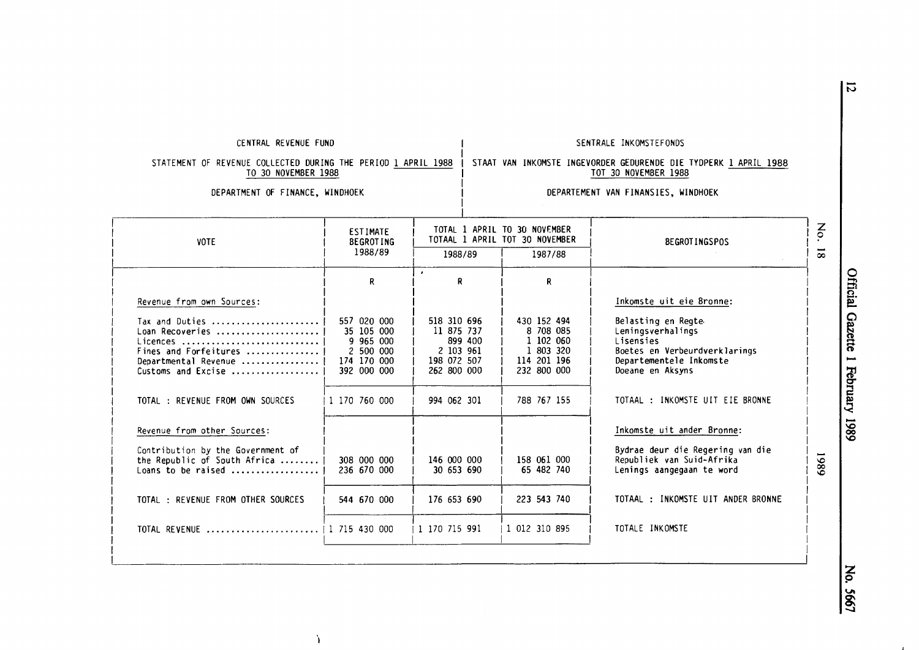CENTRAL REVENUE FUND

STATEMENT OF REVENUE COLLECTED DURING THE PERIOD 1 APRIL 1988 TO 30 NOVEMBER 1988

DEPARTMENT OF FINANCE, WINDHOEK

SENTRALE INKOMSTEFONDS

STAAT VAN INKOMSTE INGEVORDER GEDURENDE DIE TYDPERK 1 APRIL 1988 TOT 30 NOVEMBER 1988

DEPARTEMENT VAN FINANSIES, WINDHOEK

| VOTE | ESTIMATE BEGROTING 1988/89 | TOTAL 1 APRIL TO 30 NOVEMBER TOTAAL 1 APRIL TOT 30 NOVEMBER | | BEGROTINGSPOS |
|---|---|---|---|---|
| | | 1988/89 | 1987/88 | |
| | R | R | R | |
| Revenue from own Sources: | | | | Inkomste uit eie Bronne: |
| Tax and Duties | 557 020 000 | 518 310 696 | 430 152 494 | Belasting en Regte |
| Loan Recoveries | 35 105 000 | 11 875 737 | 8 708 085 | Leningsverhalings |
| Licences | 9 965 000 | 899 400 | 1 102 060 | Lisensies |
| Fines and Forfeitures | 2 500 000 | 2 103 961 | 1 803 320 | Boetes en Verbeurdverklarings |
| Departmental Revenue | 174 170 000 | 198 072 507 | 114 201 196 | Departementele Inkomste |
| Customs and Excise | 392 000 000 | 262 800 000 | 232 800 000 | Doeane en Aksyns |
| TOTAL : REVENUE FROM OWN SOURCES | 1 170 760 000 | 994 062 301 | 788 767 155 | TOTAAL : INKOMSTE UIT EIE BRONNE |
| Revenue from other Sources: | | | | Inkomste uit ander Bronne: |
| Contribution by the Government of the Republic of South Africa | 308 000 000 | 146 000 000 | 158 061 000 | Bydrae deur die Regering van die Republiek van Suid-Afrika |
| Loans to be raised | 236 670 000 | 30 653 690 | 65 482 740 | Lenings aangegaan te word |
| TOTAL : REVENUE FROM OTHER SOURCES | 544 670 000 | 176 653 690 | 223 543 740 | TOTAAL : INKOMSTE UIT ANDER BRONNE |
| TOTAL REVENUE | 1 715 430 000 | 1 170 715 991 | 1 012 310 895 | TOTALE INKOMSTE |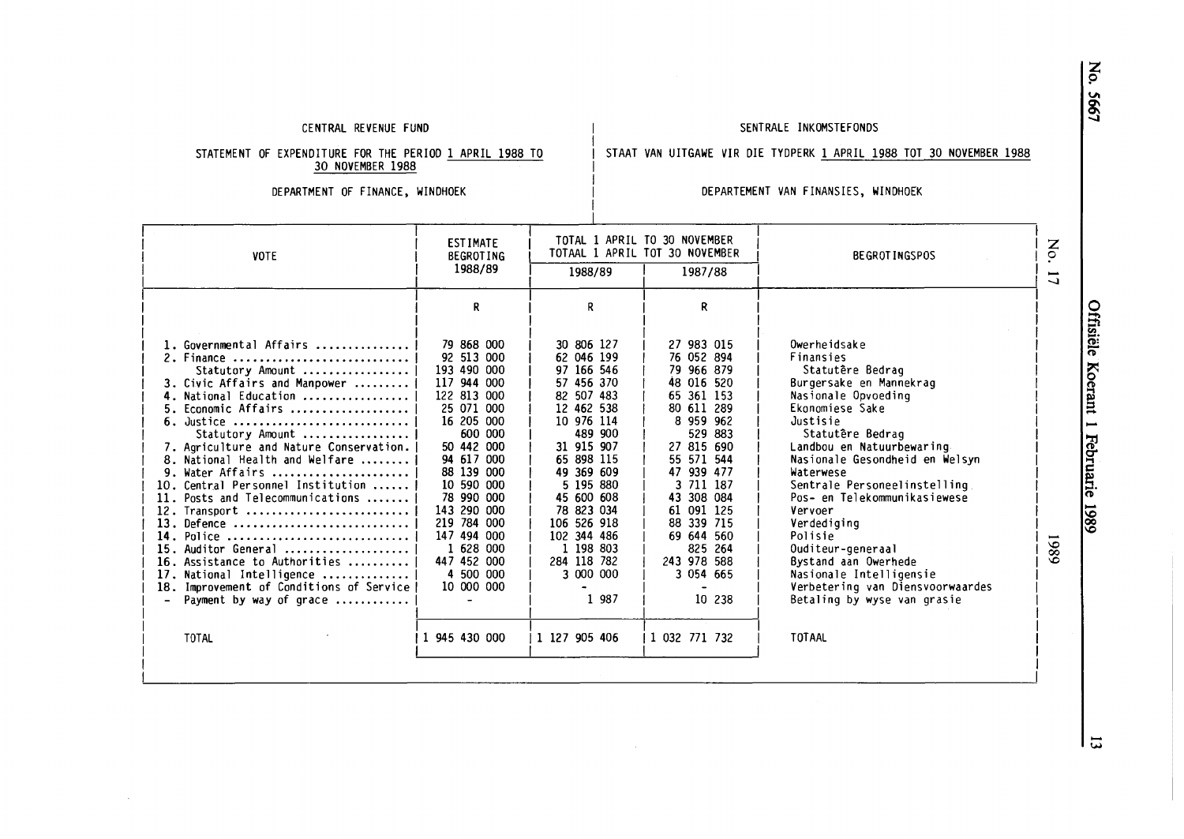CENTRAL REVENUE FUND

STATEMENT OF EXPENDITURE FOR THE PERIOD 1 APRIL 1988 TO 30 NOVEMBER 1988

DEPARTMENT OF FINANCE, WINDHOEK

SENTRALE INKOMSTEFONDS

STAAT VAN UITGAWE VIR DIE TYDPERK 1 APRIL 1988 TOT 30 NOVEMBER 1988

DEPARTEMENT VAN FINANSIES, WINDHOEK

| VOTE | ESTIMATE BEGROTING 1988/89 | TOTAL 1 APRIL TO 30 NOVEMBER TOTAAL 1 APRIL TOT 30 NOVEMBER | | BEGROTINGSPOS |
|---|---|---|---|---|
| | | 1988/89 | 1987/88 | |
| | R | R | R | |
| 1. Governmental Affairs .............. | 79 868 000 | 30 806 127 | 27 983 015 | Owerheidsake |
| 2. Finance ........................... | 92 513 000 | 62 046 199 | 76 052 894 | Finansies |
| Statutory Amount ................ | 193 490 000 | 97 166 546 | 79 966 879 | Statutêre Bedrag |
| 3. Civic Affairs and Manpower ......... | 117 944 000 | 57 456 370 | 48 016 520 | Burgersake en Mannekrag |
| 4. National Education ................ | 122 813 000 | 82 507 483 | 65 361 153 | Nasionale Opvoeding |
| 5. Economic Affairs .................. | 25 071 000 | 12 462 538 | 80 611 289 | Ekonomiese Sake |
| 6. Justice ........................... | 16 205 000 | 10 976 114 | 8 959 962 | Justisie |
| Statutory Amount ................ | 600 000 | 489 900 | 529 883 | Statutêre Bedrag |
| 7. Agriculture and Nature Conservation. | 50 442 000 | 31 915 907 | 27 815 690 | Landbou en Natuurbewaring |
| 8. National Health and Welfare ........ | 94 617 000 | 65 898 115 | 55 571 544 | Nasionale Gesondheid en Welsyn |
| 9. Water Affairs ..................... | 88 139 000 | 49 369 609 | 47 939 477 | Waterwese |
| 10. Central Personnel Institution ...... | 10 590 000 | 5 195 880 | 3 711 187 | Sentrale Personeelinstelling |
| 11. Posts and Telecommunications ....... | 78 990 000 | 45 600 608 | 43 308 084 | Pos- en Telekommunikasiewese |
| 12. Transport ......................... | 143 290 000 | 78 823 034 | 61 091 125 | Vervoer |
| 13. Defence ........................... | 219 784 000 | 106 526 918 | 88 339 715 | Verdediging |
| 14. Police ............................ | 147 494 000 | 102 344 486 | 69 644 560 | Polisie |
| 15. Auditor General ................... | 1 628 000 | 1 198 803 | 825 264 | Ouditeur-generaal |
| 16. Assistance to Authorities .......... | 447 452 000 | 284 118 782 | 243 978 588 | Bystand aan Owerhede |
| 17. National Intelligence ............. | 4 500 000 | 3 000 000 | 3 054 665 | Nasionale Intelligensie |
| 18. Improvement of Conditions of Service | 10 000 000 | - | - | Verbetering van Diensvoorwaardes |
| - Payment by way of grace ........... | - | 1 987 | 10 238 | Betaling by wyse van grasie |
| TOTAL | 1 945 430 000 | 1 127 905 406 | 1 032 771 732 | TOTAAL |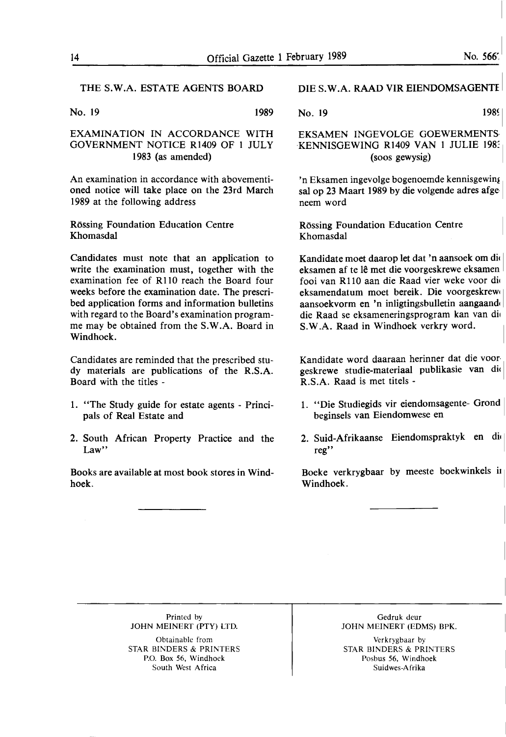## THE S.W.A. ESTATE AGENTS BOARD

No. 19 1989

### EXAMINATION IN ACCORDANCE WITH GOVERNMENT NOTICE R1409 OF 1 JULY 1983 (as amended)

An examination in accordance with abovementioned notice will take place on the 23rd March 1989 at the following address

Rössing Foundation Education Centre
Khomasdal

Candidates must note that an application to write the examination must, together with the examination fee of R110 reach the Board four weeks before the examination date. The prescribed application forms and information bulletins with regard to the Board's examination programme may be obtained from the S.W.A. Board in Windhoek.

Candidates are reminded that the prescribed study materials are publications of the R.S.A. Board with the titles -

1. "The Study guide for estate agents - Principals of Real Estate and
2. South African Property Practice and the Law"

Books are available at most book stores in Windhoek.

---

## DIE S.W.A. RAAD VIR EIENDOMSAGENTE

No. 19 1989

### EKSAMEN INGEVOLGE GOEWERMENTSKENNISGEWING R1409 VAN 1 JULIE 1983 (soos gewysig)

'n Eksamen ingevolge bogenoemde kennisgewing sal op 23 Maart 1989 by die volgende adres afgeneem word

Rössing Foundation Education Centre
Khomasdal

Kandidate moet daarop let dat 'n aansoek om die eksamen af te lê met die voorgeskrewe eksamenfooi van R110 aan die Raad vier weke voor die eksamendatum moet bereik. Die voorgeskrewe aansoekvorm en 'n inligtingsbulletin aangaande die Raad se eksameneringsprogram kan van die S.W.A. Raad in Windhoek verkry word.

Kandidate word daaraan herinner dat die voorgeskrewe studie-materiaal publikasie van die R.S.A. Raad is met titels -

1. "Die Studiegids vir eiendomsagente- Grondbeginsels van Eiendomwese en
2. Suid-Afrikaanse Eiendomspraktyk en die reg"

Boeke verkrygbaar by meeste boekwinkels in Windhoek.

---

Printed by
JOHN MEINERT (PTY) LTD.
Obtainable from
STAR BINDERS & PRINTERS
P.O. Box 56, Windhoek
South West Africa

Gedruk deur
JOHN MEINERT (EDMS) BPK.
Verkrygbaar by
STAR BINDERS & PRINTERS
Posbus 56, Windhoek
Suidwes-Afrika